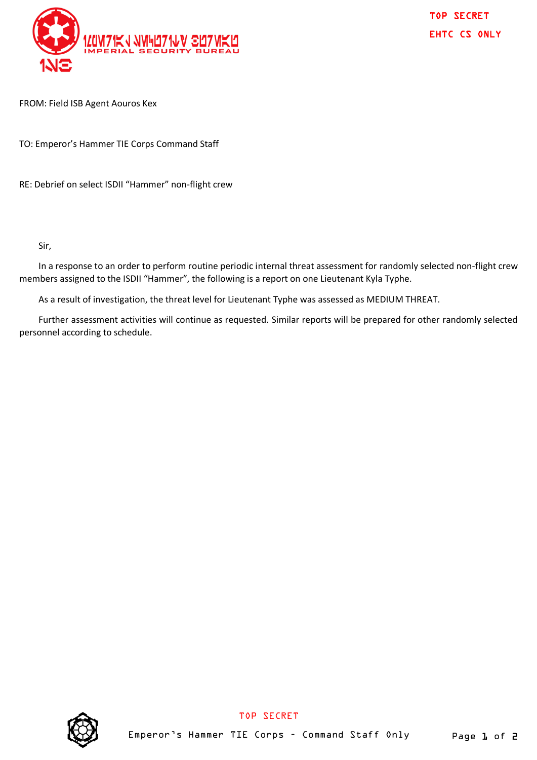IMPERIAL SECURITY BUREAU

TOP SECRET

EHTC CS ONLY

FROM: Field ISB Agent Aouros Kex

TO: Emperor's Hammer TIE Corps Command Staff

RE: Debrief on select ISDII "Hammer" non-flight crew

Sir,

In a response to an order to perform routine periodic internal threat assessment for randomly selected non-flight crew members assigned to the ISDII "Hammer", the following is a report on one Lieutenant Kyla Typhe.

As a result of investigation, the threat level for Lieutenant Typhe was assessed as MEDIUM THREAT.

Further assessment activities will continue as requested. Similar reports will be prepared for other randomly selected personnel according to schedule.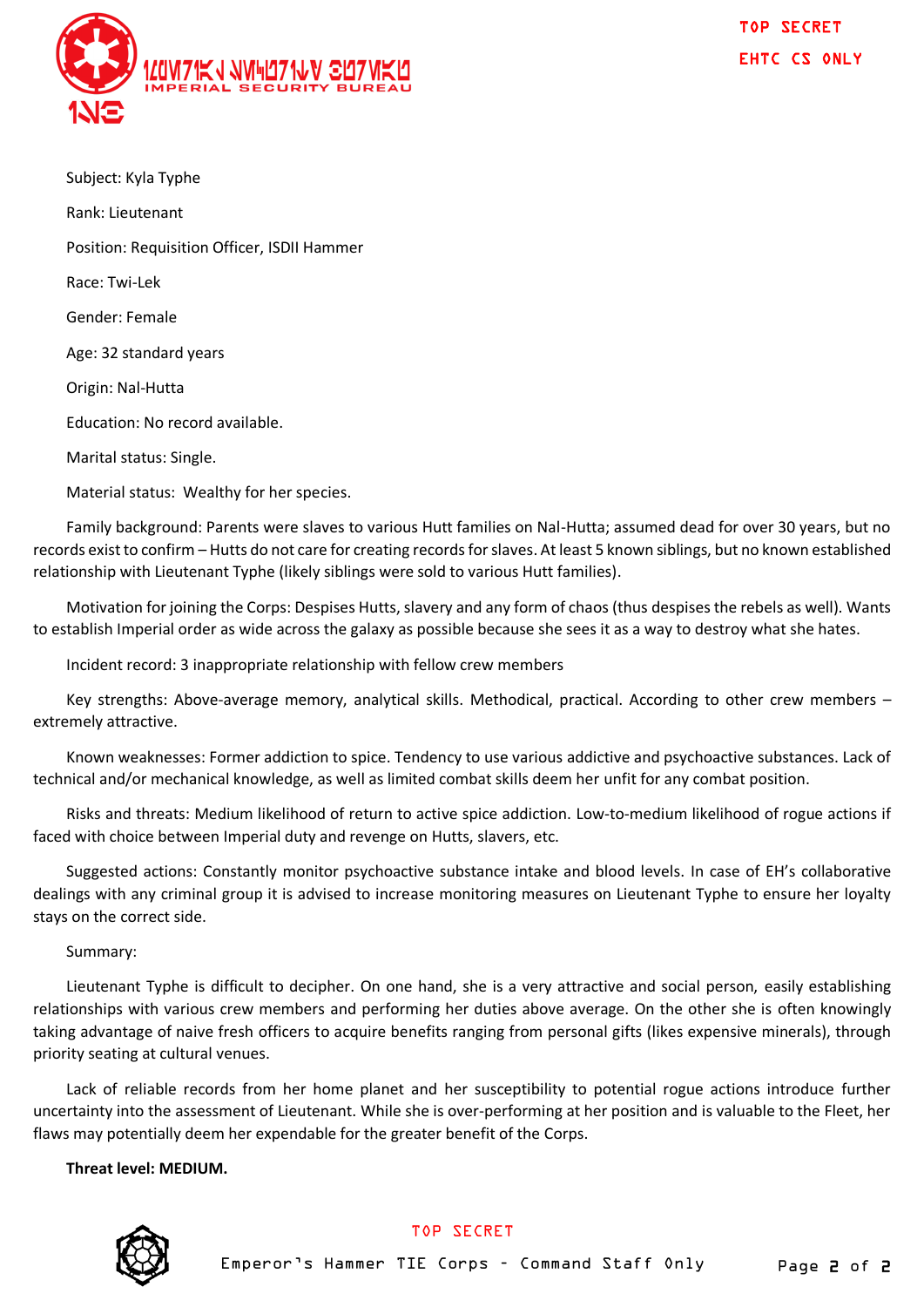Subject: Kyla Typhe

Rank: Lieutenant

Position: Requisition Officer, ISDII Hammer

Race: Twi-Lek

Gender: Female

Age: 32 standard years

Origin: Nal-Hutta

Education: No record available.

Marital status: Single.

Material status: Wealthy for her species.

Family background: Parents were slaves to various Hutt families on Nal-Hutta; assumed dead for over 30 years, but no records exist to confirm – Hutts do not care for creating records for slaves. At least 5 known siblings, but no known established relationship with Lieutenant Typhe (likely siblings were sold to various Hutt families).

Motivation for joining the Corps: Despises Hutts, slavery and any form of chaos (thus despises the rebels as well). Wants to establish Imperial order as wide across the galaxy as possible because she sees it as a way to destroy what she hates.

Incident record: 3 inappropriate relationship with fellow crew members

Key strengths: Above-average memory, analytical skills. Methodical, practical. According to other crew members – extremely attractive.

Known weaknesses: Former addiction to spice. Tendency to use various addictive and psychoactive substances. Lack of technical and/or mechanical knowledge, as well as limited combat skills deem her unfit for any combat position.

Risks and threats: Medium likelihood of return to active spice addiction. Low-to-medium likelihood of rogue actions if faced with choice between Imperial duty and revenge on Hutts, slavers, etc.

Suggested actions: Constantly monitor psychoactive substance intake and blood levels. In case of EH's collaborative dealings with any criminal group it is advised to increase monitoring measures on Lieutenant Typhe to ensure her loyalty stays on the correct side.

Summary:

Lieutenant Typhe is difficult to decipher. On one hand, she is a very attractive and social person, easily establishing relationships with various crew members and performing her duties above average. On the other she is often knowingly taking advantage of naive fresh officers to acquire benefits ranging from personal gifts (likes expensive minerals), through priority seating at cultural venues.

Lack of reliable records from her home planet and her susceptibility to potential rogue actions introduce further uncertainty into the assessment of Lieutenant. While she is over-performing at her position and is valuable to the Fleet, her flaws may potentially deem her expendable for the greater benefit of the Corps.

**Threat level: MEDIUM.**